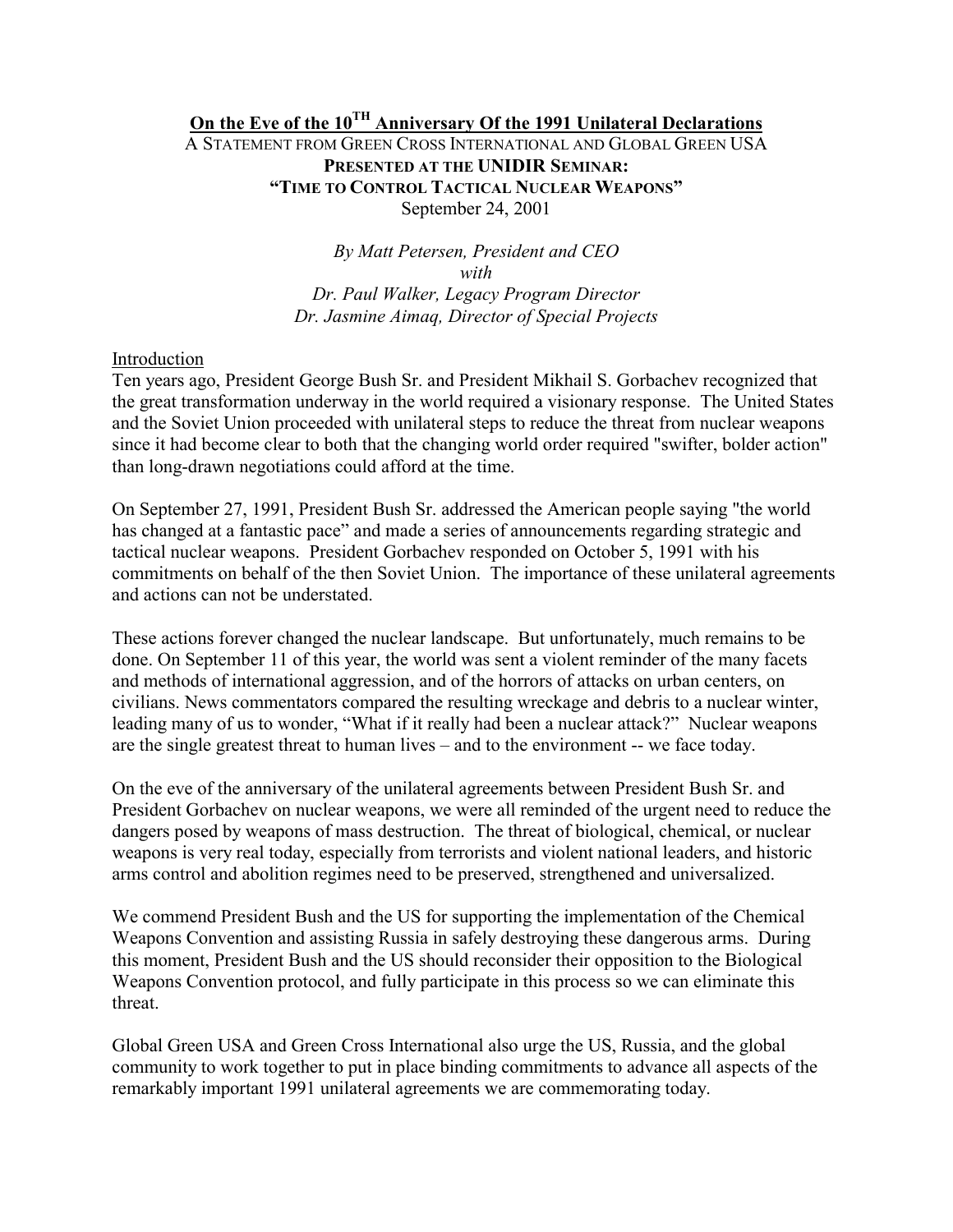# On the Eve of the 10TH Anniversary Of the 1991 Unilateral Declarations

A STATEMENT FROM GREEN CROSS INTERNATIONAL AND GLOBAL GREEN USA

**PRESENTED AT THE UNIDIR SEMINAR:**

**"TIME TO CONTROL TACTICAL NUCLEAR WEAPONS"**

September 24, 2001

*By Matt Petersen, President and CEO*
*with*
*Dr. Paul Walker, Legacy Program Director*
*Dr. Jasmine Aimaq, Director of Special Projects*

## Introduction

Ten years ago, President George Bush Sr. and President Mikhail S. Gorbachev recognized that the great transformation underway in the world required a visionary response. The United States and the Soviet Union proceeded with unilateral steps to reduce the threat from nuclear weapons since it had become clear to both that the changing world order required "swifter, bolder action" than long-drawn negotiations could afford at the time.

On September 27, 1991, President Bush Sr. addressed the American people saying "the world has changed at a fantastic pace" and made a series of announcements regarding strategic and tactical nuclear weapons. President Gorbachev responded on October 5, 1991 with his commitments on behalf of the then Soviet Union. The importance of these unilateral agreements and actions can not be understated.

These actions forever changed the nuclear landscape. But unfortunately, much remains to be done. On September 11 of this year, the world was sent a violent reminder of the many facets and methods of international aggression, and of the horrors of attacks on urban centers, on civilians. News commentators compared the resulting wreckage and debris to a nuclear winter, leading many of us to wonder, "What if it really had been a nuclear attack?" Nuclear weapons are the single greatest threat to human lives – and to the environment -- we face today.

On the eve of the anniversary of the unilateral agreements between President Bush Sr. and President Gorbachev on nuclear weapons, we were all reminded of the urgent need to reduce the dangers posed by weapons of mass destruction. The threat of biological, chemical, or nuclear weapons is very real today, especially from terrorists and violent national leaders, and historic arms control and abolition regimes need to be preserved, strengthened and universalized.

We commend President Bush and the US for supporting the implementation of the Chemical Weapons Convention and assisting Russia in safely destroying these dangerous arms. During this moment, President Bush and the US should reconsider their opposition to the Biological Weapons Convention protocol, and fully participate in this process so we can eliminate this threat.

Global Green USA and Green Cross International also urge the US, Russia, and the global community to work together to put in place binding commitments to advance all aspects of the remarkably important 1991 unilateral agreements we are commemorating today.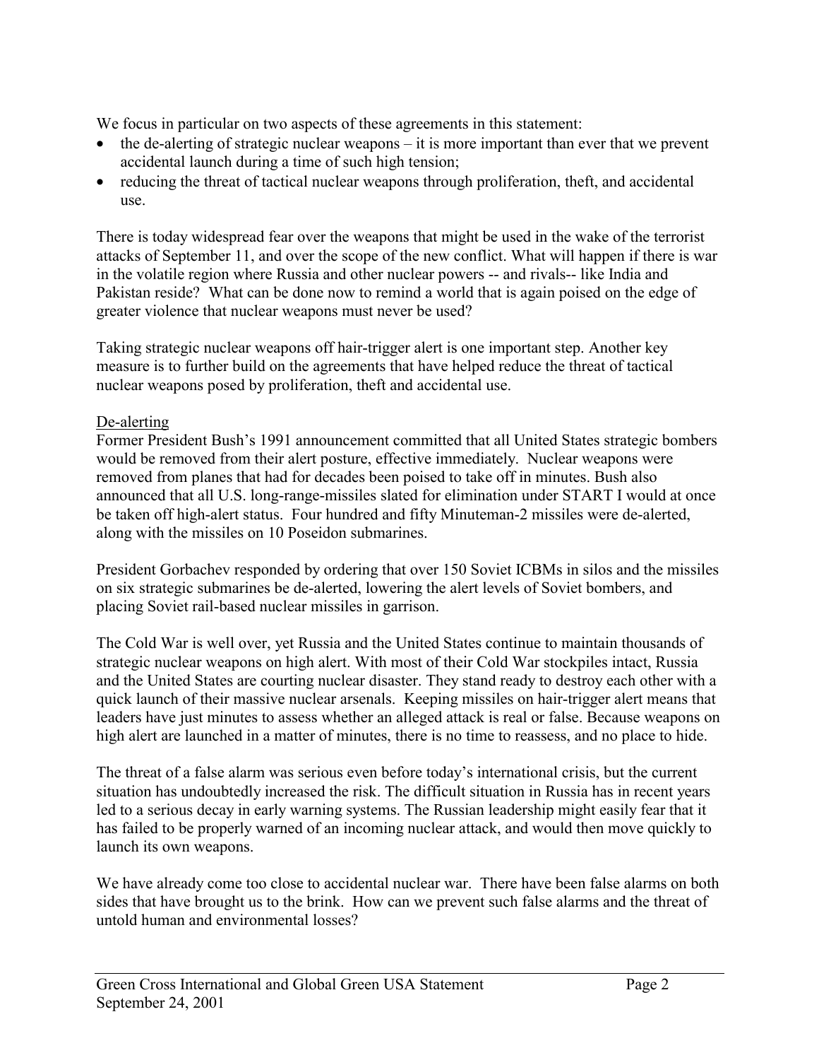We focus in particular on two aspects of these agreements in this statement:

- the de-alerting of strategic nuclear weapons – it is more important than ever that we prevent accidental launch during a time of such high tension;
- reducing the threat of tactical nuclear weapons through proliferation, theft, and accidental use.

There is today widespread fear over the weapons that might be used in the wake of the terrorist attacks of September 11, and over the scope of the new conflict. What will happen if there is war in the volatile region where Russia and other nuclear powers -- and rivals-- like India and Pakistan reside? What can be done now to remind a world that is again poised on the edge of greater violence that nuclear weapons must never be used?

Taking strategic nuclear weapons off hair-trigger alert is one important step. Another key measure is to further build on the agreements that have helped reduce the threat of tactical nuclear weapons posed by proliferation, theft and accidental use.

## De-alerting

Former President Bush's 1991 announcement committed that all United States strategic bombers would be removed from their alert posture, effective immediately. Nuclear weapons were removed from planes that had for decades been poised to take off in minutes. Bush also announced that all U.S. long-range-missiles slated for elimination under START I would at once be taken off high-alert status. Four hundred and fifty Minuteman-2 missiles were de-alerted, along with the missiles on 10 Poseidon submarines.

President Gorbachev responded by ordering that over 150 Soviet ICBMs in silos and the missiles on six strategic submarines be de-alerted, lowering the alert levels of Soviet bombers, and placing Soviet rail-based nuclear missiles in garrison.

The Cold War is well over, yet Russia and the United States continue to maintain thousands of strategic nuclear weapons on high alert. With most of their Cold War stockpiles intact, Russia and the United States are courting nuclear disaster. They stand ready to destroy each other with a quick launch of their massive nuclear arsenals. Keeping missiles on hair-trigger alert means that leaders have just minutes to assess whether an alleged attack is real or false. Because weapons on high alert are launched in a matter of minutes, there is no time to reassess, and no place to hide.

The threat of a false alarm was serious even before today's international crisis, but the current situation has undoubtedly increased the risk. The difficult situation in Russia has in recent years led to a serious decay in early warning systems. The Russian leadership might easily fear that it has failed to be properly warned of an incoming nuclear attack, and would then move quickly to launch its own weapons.

We have already come too close to accidental nuclear war. There have been false alarms on both sides that have brought us to the brink. How can we prevent such false alarms and the threat of untold human and environmental losses?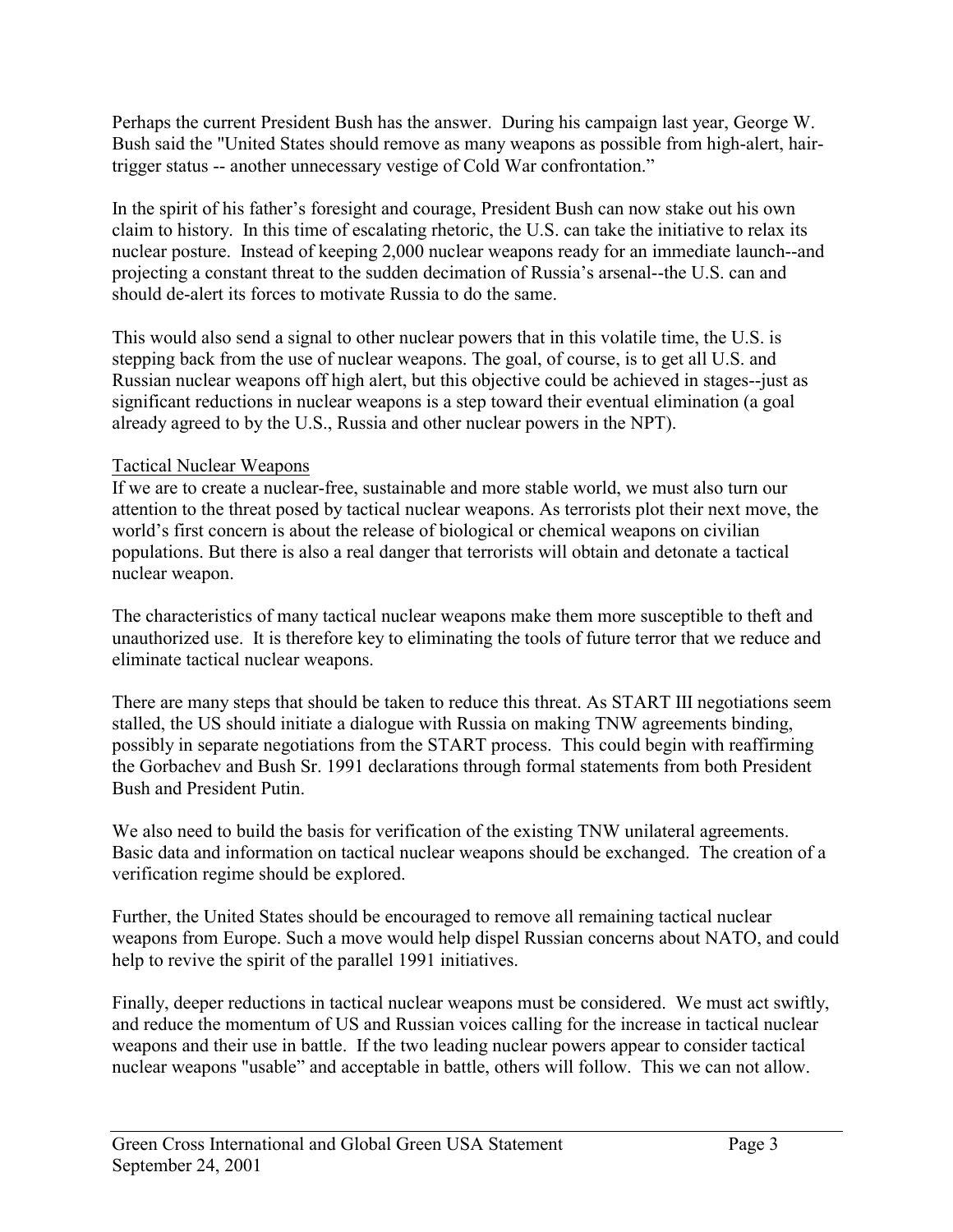Perhaps the current President Bush has the answer. During his campaign last year, George W. Bush said the "United States should remove as many weapons as possible from high-alert, hair-trigger status -- another unnecessary vestige of Cold War confrontation."

In the spirit of his father's foresight and courage, President Bush can now stake out his own claim to history. In this time of escalating rhetoric, the U.S. can take the initiative to relax its nuclear posture. Instead of keeping 2,000 nuclear weapons ready for an immediate launch--and projecting a constant threat to the sudden decimation of Russia's arsenal--the U.S. can and should de-alert its forces to motivate Russia to do the same.

This would also send a signal to other nuclear powers that in this volatile time, the U.S. is stepping back from the use of nuclear weapons. The goal, of course, is to get all U.S. and Russian nuclear weapons off high alert, but this objective could be achieved in stages--just as significant reductions in nuclear weapons is a step toward their eventual elimination (a goal already agreed to by the U.S., Russia and other nuclear powers in the NPT).

## Tactical Nuclear Weapons

If we are to create a nuclear-free, sustainable and more stable world, we must also turn our attention to the threat posed by tactical nuclear weapons. As terrorists plot their next move, the world's first concern is about the release of biological or chemical weapons on civilian populations. But there is also a real danger that terrorists will obtain and detonate a tactical nuclear weapon.

The characteristics of many tactical nuclear weapons make them more susceptible to theft and unauthorized use. It is therefore key to eliminating the tools of future terror that we reduce and eliminate tactical nuclear weapons.

There are many steps that should be taken to reduce this threat. As START III negotiations seem stalled, the US should initiate a dialogue with Russia on making TNW agreements binding, possibly in separate negotiations from the START process. This could begin with reaffirming the Gorbachev and Bush Sr. 1991 declarations through formal statements from both President Bush and President Putin.

We also need to build the basis for verification of the existing TNW unilateral agreements. Basic data and information on tactical nuclear weapons should be exchanged. The creation of a verification regime should be explored.

Further, the United States should be encouraged to remove all remaining tactical nuclear weapons from Europe. Such a move would help dispel Russian concerns about NATO, and could help to revive the spirit of the parallel 1991 initiatives.

Finally, deeper reductions in tactical nuclear weapons must be considered. We must act swiftly, and reduce the momentum of US and Russian voices calling for the increase in tactical nuclear weapons and their use in battle. If the two leading nuclear powers appear to consider tactical nuclear weapons "usable" and acceptable in battle, others will follow. This we can not allow.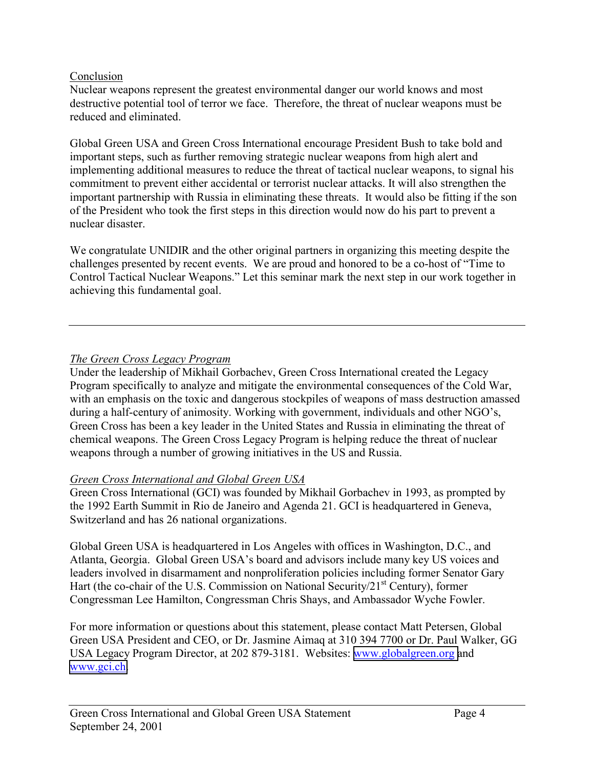## Conclusion

Nuclear weapons represent the greatest environmental danger our world knows and most destructive potential tool of terror we face. Therefore, the threat of nuclear weapons must be reduced and eliminated.

Global Green USA and Green Cross International encourage President Bush to take bold and important steps, such as further removing strategic nuclear weapons from high alert and implementing additional measures to reduce the threat of tactical nuclear weapons, to signal his commitment to prevent either accidental or terrorist nuclear attacks. It will also strengthen the important partnership with Russia in eliminating these threats. It would also be fitting if the son of the President who took the first steps in this direction would now do his part to prevent a nuclear disaster.

We congratulate UNIDIR and the other original partners in organizing this meeting despite the challenges presented by recent events. We are proud and honored to be a co-host of "Time to Control Tactical Nuclear Weapons." Let this seminar mark the next step in our work together in achieving this fundamental goal.

---

### *The Green Cross Legacy Program*

Under the leadership of Mikhail Gorbachev, Green Cross International created the Legacy Program specifically to analyze and mitigate the environmental consequences of the Cold War, with an emphasis on the toxic and dangerous stockpiles of weapons of mass destruction amassed during a half-century of animosity. Working with government, individuals and other NGO's, Green Cross has been a key leader in the United States and Russia in eliminating the threat of chemical weapons. The Green Cross Legacy Program is helping reduce the threat of nuclear weapons through a number of growing initiatives in the US and Russia.

### *Green Cross International and Global Green USA*

Green Cross International (GCI) was founded by Mikhail Gorbachev in 1993, as prompted by the 1992 Earth Summit in Rio de Janeiro and Agenda 21. GCI is headquartered in Geneva, Switzerland and has 26 national organizations.

Global Green USA is headquartered in Los Angeles with offices in Washington, D.C., and Atlanta, Georgia. Global Green USA's board and advisors include many key US voices and leaders involved in disarmament and nonproliferation policies including former Senator Gary Hart (the co-chair of the U.S. Commission on National Security/21st Century), former Congressman Lee Hamilton, Congressman Chris Shays, and Ambassador Wyche Fowler.

For more information or questions about this statement, please contact Matt Petersen, Global Green USA President and CEO, or Dr. Jasmine Aimaq at 310 394 7700 or Dr. Paul Walker, GG USA Legacy Program Director, at 202 879-3181. Websites: www.globalgreen.org and www.gci.ch.